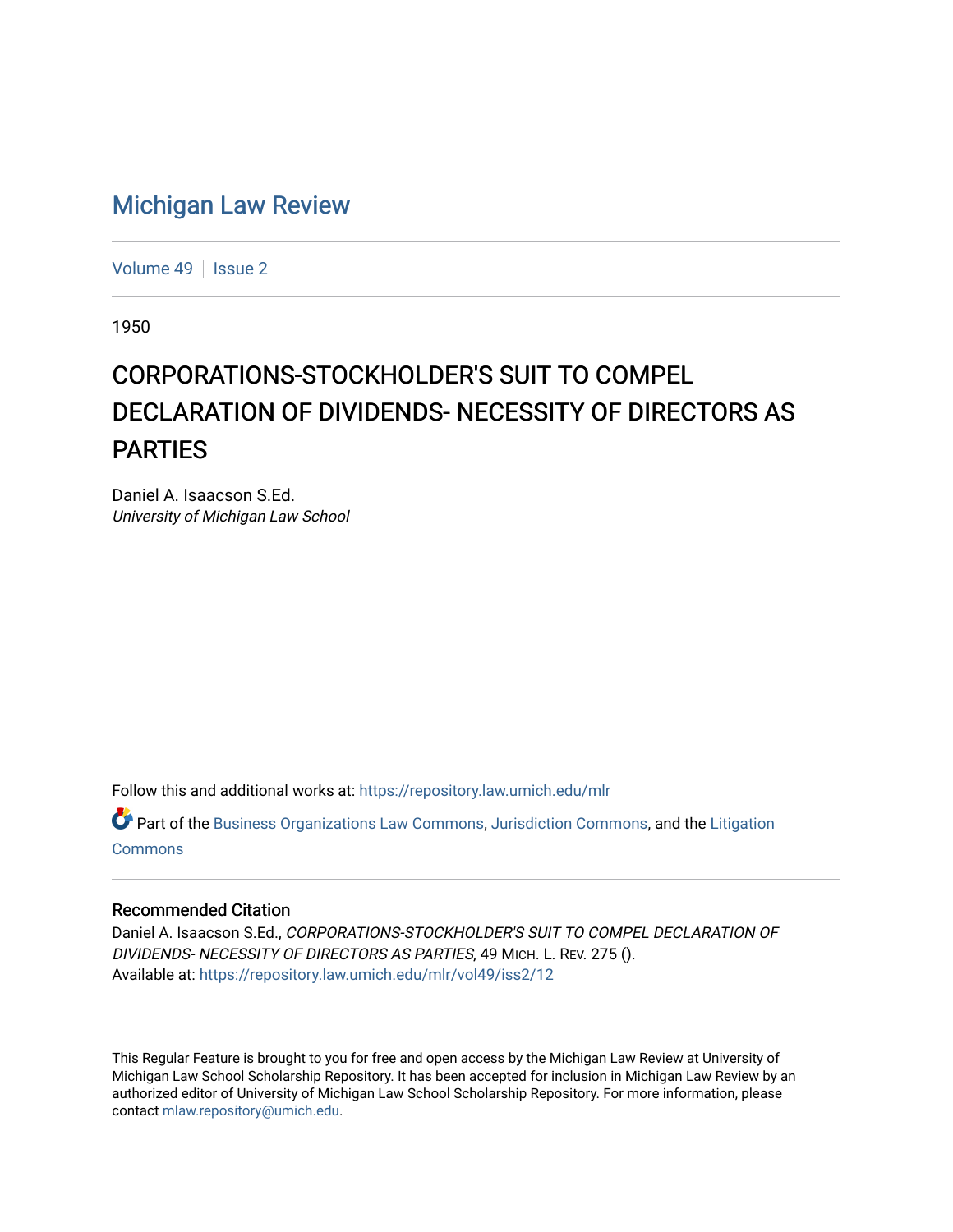# Michigan Law Review

Volume 49 | Issue 2

1950

## CORPORATIONS-STOCKHOLDER'S SUIT TO COMPEL DECLARATION OF DIVIDENDS- NECESSITY OF DIRECTORS AS PARTIES

Daniel A. Isaacson S.Ed.
*University of Michigan Law School*

Follow this and additional works at: https://repository.law.umich.edu/mlr

Part of the Business Organizations Law Commons, Jurisdiction Commons, and the Litigation Commons

### Recommended Citation

Daniel A. Isaacson S.Ed., *CORPORATIONS-STOCKHOLDER'S SUIT TO COMPEL DECLARATION OF DIVIDENDS- NECESSITY OF DIRECTORS AS PARTIES*, 49 MICH. L. REV. 275 ().
Available at: https://repository.law.umich.edu/mlr/vol49/iss2/12

This Regular Feature is brought to you for free and open access by the Michigan Law Review at University of Michigan Law School Scholarship Repository. It has been accepted for inclusion in Michigan Law Review by an authorized editor of University of Michigan Law School Scholarship Repository. For more information, please contact mlaw.repository@umich.edu.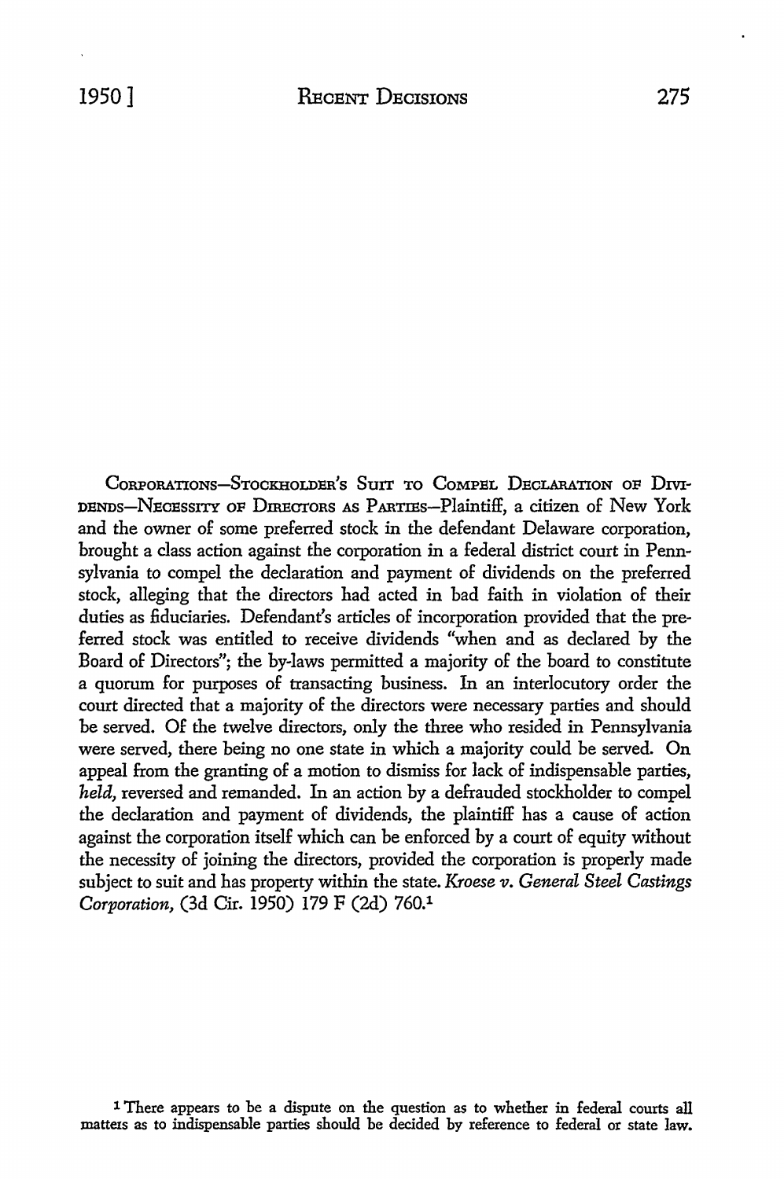CORPORATIONS—STOCKHOLDER'S SUIT TO COMPEL DECLARATION OF DIVIDENDS—NECESSITY OF DIRECTORS AS PARTIES—Plaintiff, a citizen of New York and the owner of some preferred stock in the defendant Delaware corporation, brought a class action against the corporation in a federal district court in Pennsylvania to compel the declaration and payment of dividends on the preferred stock, alleging that the directors had acted in bad faith in violation of their duties as fiduciaries. Defendant's articles of incorporation provided that the preferred stock was entitled to receive dividends "when and as declared by the Board of Directors"; the by-laws permitted a majority of the board to constitute a quorum for purposes of transacting business. In an interlocutory order the court directed that a majority of the directors were necessary parties and should be served. Of the twelve directors, only the three who resided in Pennsylvania were served, there being no one state in which a majority could be served. On appeal from the granting of a motion to dismiss for lack of indispensable parties, *held,* reversed and remanded. In an action by a defrauded stockholder to compel the declaration and payment of dividends, the plaintiff has a cause of action against the corporation itself which can be enforced by a court of equity without the necessity of joining the directors, provided the corporation is properly made subject to suit and has property within the state. *Kroese v. General Steel Castings Corporation,* (3d Cir. 1950) 179 F (2d) 760.[1]

[1] There appears to be a dispute on the question as to whether in federal courts all matters as to indispensable parties should be decided by reference to federal or state law.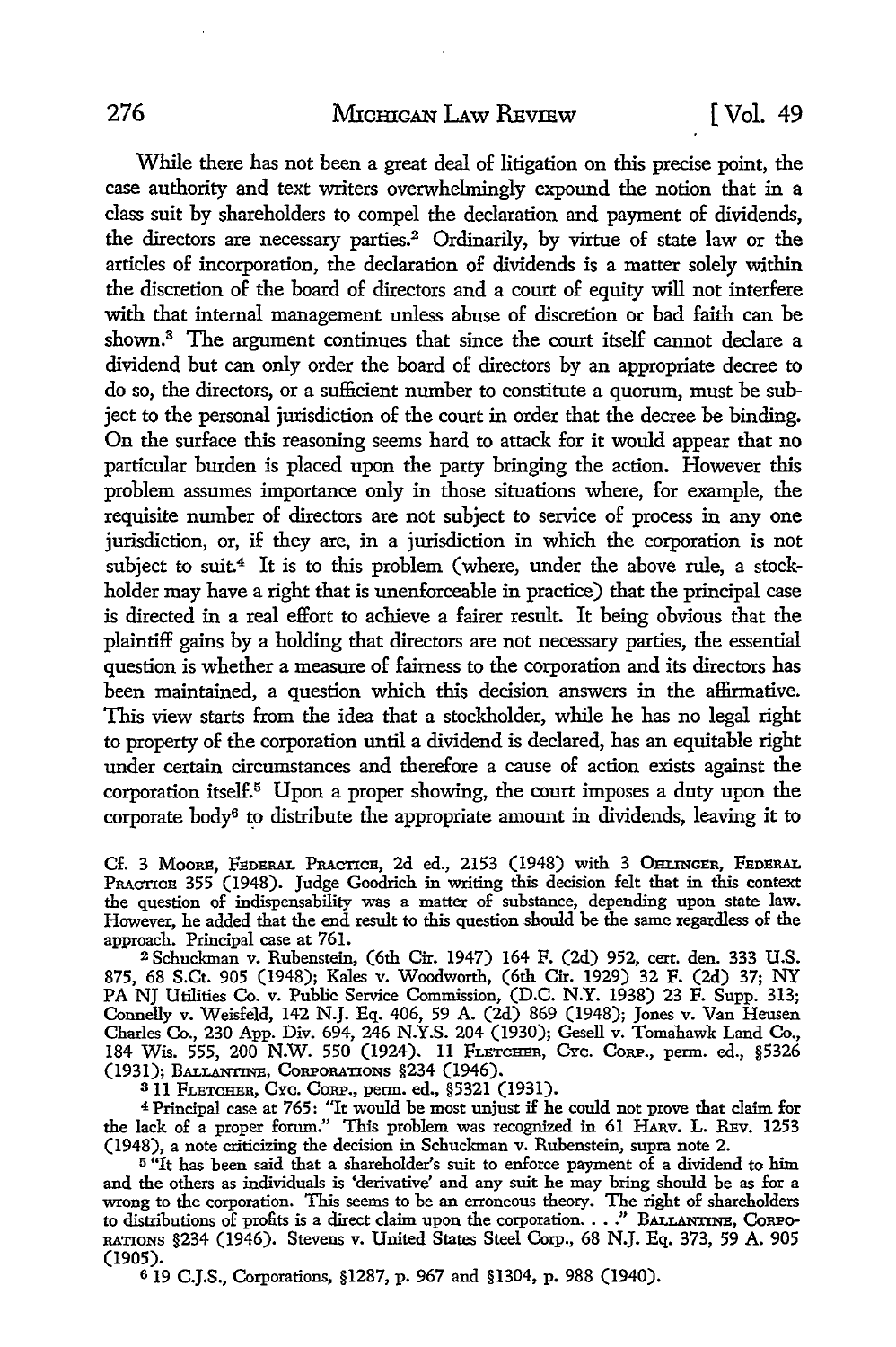While there has not been a great deal of litigation on this precise point, the case authority and text writers overwhelmingly expound the notion that in a class suit by shareholders to compel the declaration and payment of dividends, the directors are necessary parties.[2] Ordinarily, by virtue of state law or the articles of incorporation, the declaration of dividends is a matter solely within the discretion of the board of directors and a court of equity will not interfere with that internal management unless abuse of discretion or bad faith can be shown.[3] The argument continues that since the court itself cannot declare a dividend but can only order the board of directors by an appropriate decree to do so, the directors, or a sufficient number to constitute a quorum, must be subject to the personal jurisdiction of the court in order that the decree be binding. On the surface this reasoning seems hard to attack for it would appear that no particular burden is placed upon the party bringing the action. However this problem assumes importance only in those situations where, for example, the requisite number of directors are not subject to service of process in any one jurisdiction, or, if they are, in a jurisdiction in which the corporation is not subject to suit.[4] It is to this problem (where, under the above rule, a stockholder may have a right that is unenforceable in practice) that the principal case is directed in a real effort to achieve a fairer result. It being obvious that the plaintiff gains by a holding that directors are not necessary parties, the essential question is whether a measure of fairness to the corporation and its directors has been maintained, a question which this decision answers in the affirmative. This view starts from the idea that a stockholder, while he has no legal right to property of the corporation until a dividend is declared, has an equitable right under certain circumstances and therefore a cause of action exists against the corporation itself.[5] Upon a proper showing, the court imposes a duty upon the corporate body[6] to distribute the appropriate amount in dividends, leaving it to

Cf. 3 MOORE, FEDERAL PRACTICE, 2d ed., 2153 (1948) with 3 OHLINGER, FEDERAL PRACTICE 355 (1948). Judge Goodrich in writing this decision felt that in this context the question of indispensability was a matter of substance, depending upon state law. However, he added that the end result to this question should be the same regardless of the approach. Principal case at 761.

[2] Schuckman v. Rubenstein, (6th Cir. 1947) 164 F. (2d) 952, cert. den. 333 U.S. 875, 68 S.Ct. 905 (1948); Kales v. Woodworth, (6th Cir. 1929) 32 F. (2d) 37; NY PA NJ Utilities Co. v. Public Service Commission, (D.C. N.Y. 1938) 23 F. Supp. 313; Connelly v. Weisfeld, 142 N.J. Eq. 406, 59 A. (2d) 869 (1948); Jones v. Van Heusen Charles Co., 230 App. Div. 694, 246 N.Y.S. 204 (1930); Gesell v. Tomahawk Land Co., 184 Wis. 555, 200 N.W. 550 (1924). 11 FLETCHER, CYC. CORP., perm. ed., §5326 (1931); BALLANTINE, CORPORATIONS §234 (1946).

[3] 11 FLETCHER, CYC. CORP., perm. ed., §5321 (1931).

[4] Principal case at 765: "It would be most unjust if he could not prove that claim for the lack of a proper forum." This problem was recognized in 61 HARV. L. REV. 1253 (1948), a note criticizing the decision in Schuckman v. Rubenstein, supra note 2.

[5] "It has been said that a shareholder's suit to enforce payment of a dividend to him and the others as individuals is 'derivative' and any suit he may bring should be as for a wrong to the corporation. This seems to be an erroneous theory. The right of shareholders to distributions of profits is a direct claim upon the corporation. . . ." BALLANTINE, CORPORATIONS §234 (1946). Stevens v. United States Steel Corp., 68 N.J. Eq. 373, 59 A. 905 (1905).

[6] 19 C.J.S., Corporations, §1287, p. 967 and §1304, p. 988 (1940).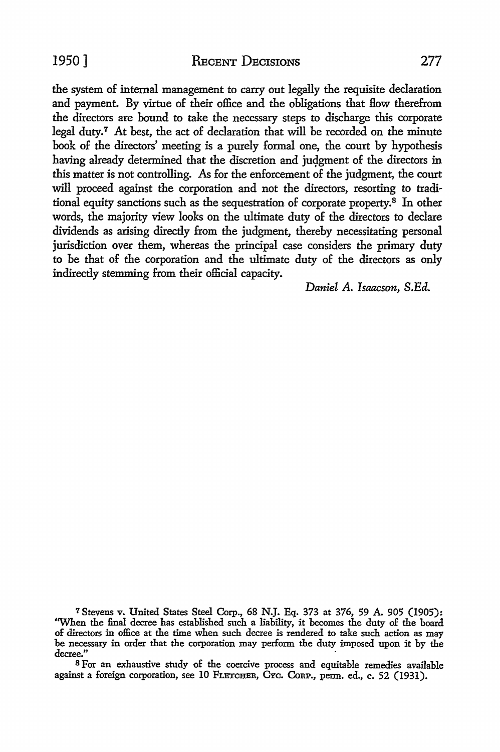the system of internal management to carry out legally the requisite declaration and payment. By virtue of their office and the obligations that flow therefrom the directors are bound to take the necessary steps to discharge this corporate legal duty.[7] At best, the act of declaration that will be recorded on the minute book of the directors' meeting is a purely formal one, the court by hypothesis having already determined that the discretion and judgment of the directors in this matter is not controlling. As for the enforcement of the judgment, the court will proceed against the corporation and not the directors, resorting to traditional equity sanctions such as the sequestration of corporate property.[8] In other words, the majority view looks on the ultimate duty of the directors to declare dividends as arising directly from the judgment, thereby necessitating personal jurisdiction over them, whereas the principal case considers the primary duty to be that of the corporation and the ultimate duty of the directors as only indirectly stemming from their official capacity.

*Daniel A. Isaacson, S.Ed.*

---

[7] Stevens v. United States Steel Corp., 68 N.J. Eq. 373 at 376, 59 A. 905 (1905): "When the final decree has established such a liability, it becomes the duty of the board of directors in office at the time when such decree is rendered to take such action as may be necessary in order that the corporation may perform the duty imposed upon it by the decree."

[8] For an exhaustive study of the coercive process and equitable remedies available against a foreign corporation, see 10 FLETCHER, CYC. CORP., perm. ed., c. 52 (1931).